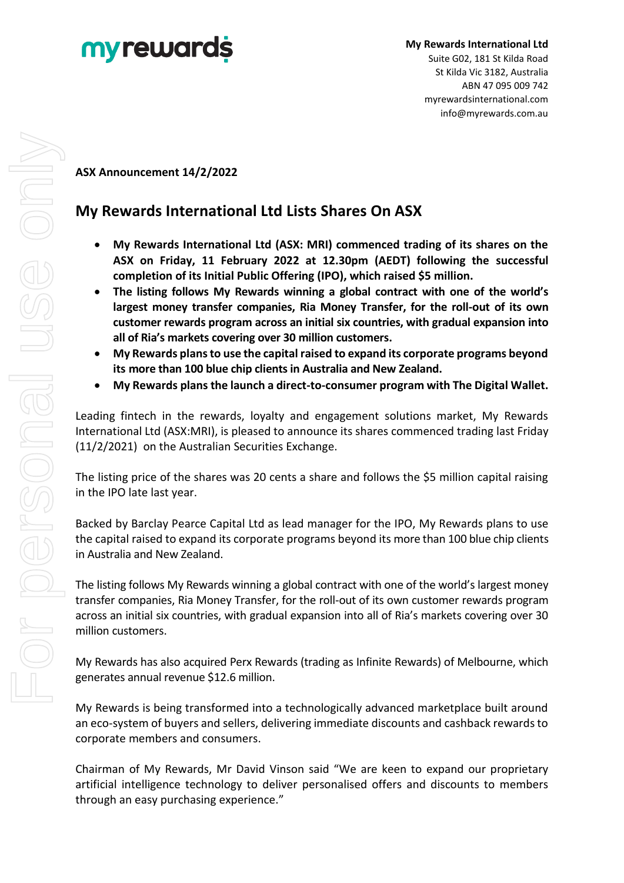**My Rewards International Ltd**
Suite G02, 181 St Kilda Road
St Kilda Vic 3182, Australia
ABN 47 095 009 742
myrewardsinternational.com
info@myrewards.com.au

**ASX Announcement 14/2/2022**

## My Rewards International Ltd Lists Shares On ASX

- **My Rewards International Ltd (ASX: MRI) commenced trading of its shares on the ASX on Friday, 11 February 2022 at 12.30pm (AEDT) following the successful completion of its Initial Public Offering (IPO), which raised $5 million.**
- **The listing follows My Rewards winning a global contract with one of the world's largest money transfer companies, Ria Money Transfer, for the roll-out of its own customer rewards program across an initial six countries, with gradual expansion into all of Ria's markets covering over 30 million customers.**
- **My Rewards plans to use the capital raised to expand its corporate programs beyond its more than 100 blue chip clients in Australia and New Zealand.**
- **My Rewards plans the launch a direct-to-consumer program with The Digital Wallet.**

Leading fintech in the rewards, loyalty and engagement solutions market, My Rewards International Ltd (ASX:MRI), is pleased to announce its shares commenced trading last Friday (11/2/2021) on the Australian Securities Exchange.

The listing price of the shares was 20 cents a share and follows the $5 million capital raising in the IPO late last year.

Backed by Barclay Pearce Capital Ltd as lead manager for the IPO, My Rewards plans to use the capital raised to expand its corporate programs beyond its more than 100 blue chip clients in Australia and New Zealand.

The listing follows My Rewards winning a global contract with one of the world's largest money transfer companies, Ria Money Transfer, for the roll-out of its own customer rewards program across an initial six countries, with gradual expansion into all of Ria's markets covering over 30 million customers.

My Rewards has also acquired Perx Rewards (trading as Infinite Rewards) of Melbourne, which generates annual revenue $12.6 million.

My Rewards is being transformed into a technologically advanced marketplace built around an eco-system of buyers and sellers, delivering immediate discounts and cashback rewards to corporate members and consumers.

Chairman of My Rewards, Mr David Vinson said "We are keen to expand our proprietary artificial intelligence technology to deliver personalised offers and discounts to members through an easy purchasing experience."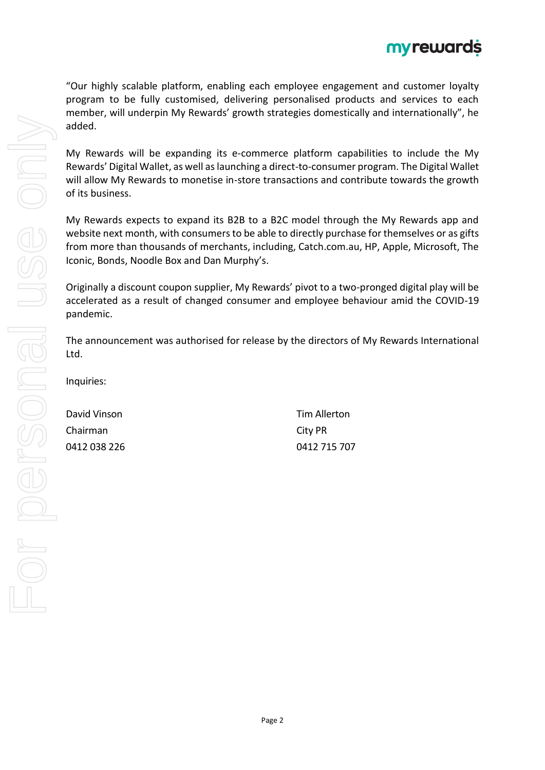"Our highly scalable platform, enabling each employee engagement and customer loyalty program to be fully customised, delivering personalised products and services to each member, will underpin My Rewards' growth strategies domestically and internationally", he added.

My Rewards will be expanding its e-commerce platform capabilities to include the My Rewards' Digital Wallet, as well as launching a direct-to-consumer program. The Digital Wallet will allow My Rewards to monetise in-store transactions and contribute towards the growth of its business.

My Rewards expects to expand its B2B to a B2C model through the My Rewards app and website next month, with consumers to be able to directly purchase for themselves or as gifts from more than thousands of merchants, including, Catch.com.au, HP, Apple, Microsoft, The Iconic, Bonds, Noodle Box and Dan Murphy's.

Originally a discount coupon supplier, My Rewards' pivot to a two-pronged digital play will be accelerated as a result of changed consumer and employee behaviour amid the COVID-19 pandemic.

The announcement was authorised for release by the directors of My Rewards International Ltd.

Inquiries:

David Vinson
Chairman
0412 038 226

Tim Allerton
City PR
0412 715 707